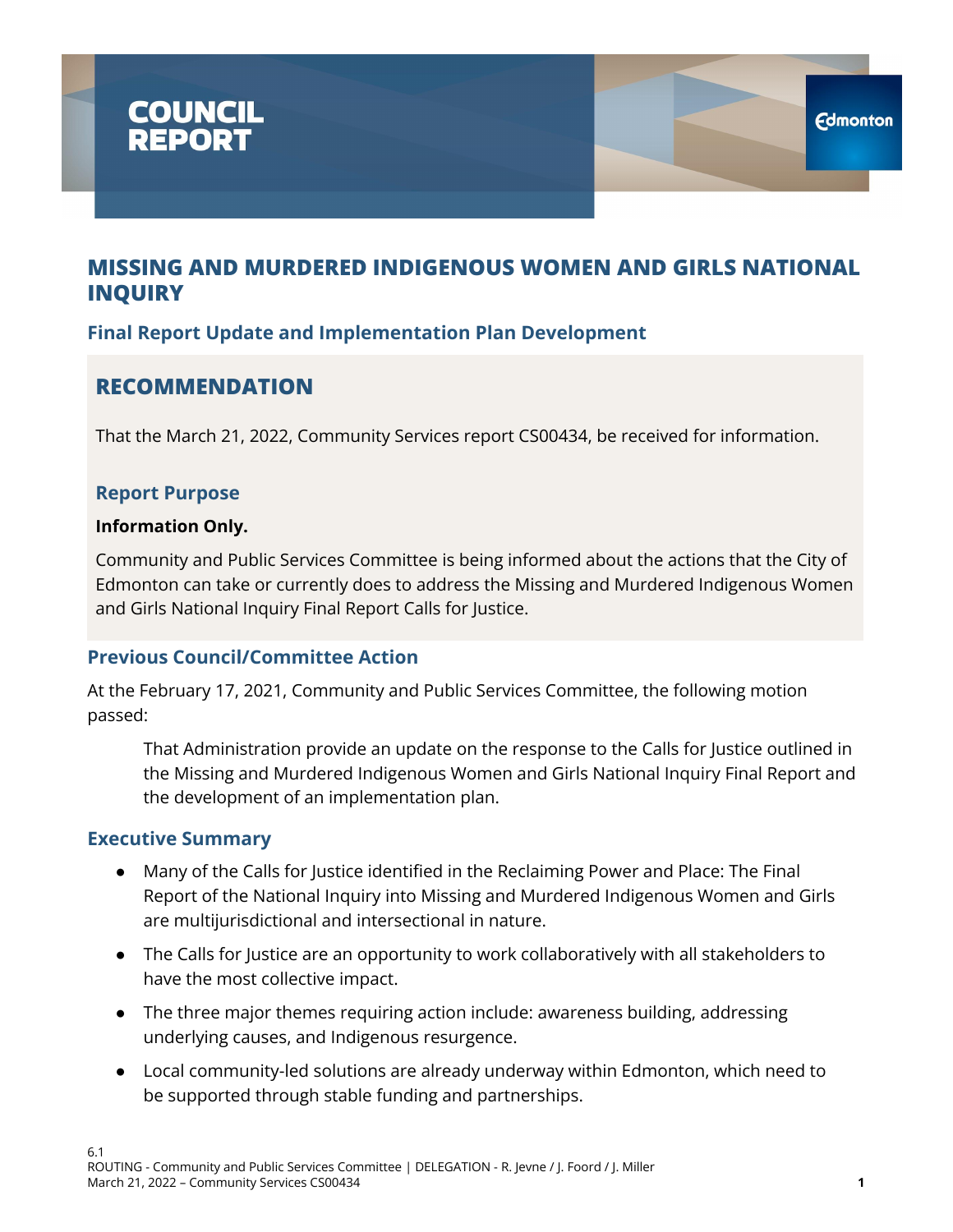# COUNCIL REPORT

## MISSING AND MURDERED INDIGENOUS WOMEN AND GIRLS NATIONAL INQUIRY

### Final Report Update and Implementation Plan Development

## RECOMMENDATION

That the March 21, 2022, Community Services report CS00434, be received for information.

### Report Purpose

**Information Only.**

Community and Public Services Committee is being informed about the actions that the City of Edmonton can take or currently does to address the Missing and Murdered Indigenous Women and Girls National Inquiry Final Report Calls for Justice.

### Previous Council/Committee Action

At the February 17, 2021, Community and Public Services Committee, the following motion passed:

> That Administration provide an update on the response to the Calls for Justice outlined in the Missing and Murdered Indigenous Women and Girls National Inquiry Final Report and the development of an implementation plan.

### Executive Summary

- Many of the Calls for Justice identified in the Reclaiming Power and Place: The Final Report of the National Inquiry into Missing and Murdered Indigenous Women and Girls are multijurisdictional and intersectional in nature.
- The Calls for Justice are an opportunity to work collaboratively with all stakeholders to have the most collective impact.
- The three major themes requiring action include: awareness building, addressing underlying causes, and Indigenous resurgence.
- Local community-led solutions are already underway within Edmonton, which need to be supported through stable funding and partnerships.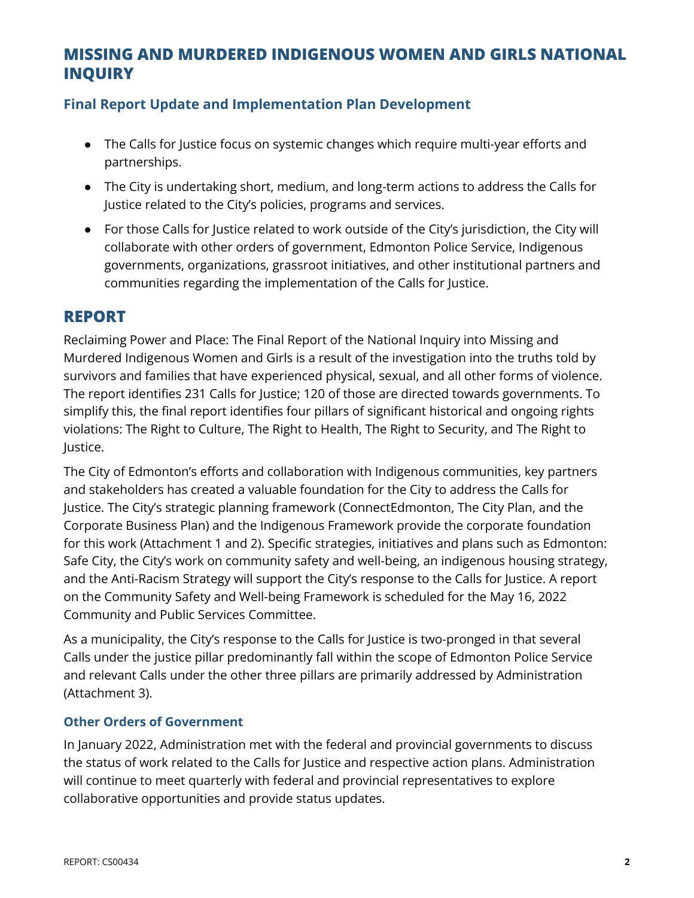## MISSING AND MURDERED INDIGENOUS WOMEN AND GIRLS NATIONAL INQUIRY

### Final Report Update and Implementation Plan Development

- The Calls for Justice focus on systemic changes which require multi-year efforts and partnerships.
- The City is undertaking short, medium, and long-term actions to address the Calls for Justice related to the City's policies, programs and services.
- For those Calls for Justice related to work outside of the City's jurisdiction, the City will collaborate with other orders of government, Edmonton Police Service, Indigenous governments, organizations, grassroot initiatives, and other institutional partners and communities regarding the implementation of the Calls for Justice.

## REPORT

Reclaiming Power and Place: The Final Report of the National Inquiry into Missing and Murdered Indigenous Women and Girls is a result of the investigation into the truths told by survivors and families that have experienced physical, sexual, and all other forms of violence. The report identifies 231 Calls for Justice; 120 of those are directed towards governments. To simplify this, the final report identifies four pillars of significant historical and ongoing rights violations: The Right to Culture, The Right to Health, The Right to Security, and The Right to Justice.

The City of Edmonton's efforts and collaboration with Indigenous communities, key partners and stakeholders has created a valuable foundation for the City to address the Calls for Justice. The City's strategic planning framework (ConnectEdmonton, The City Plan, and the Corporate Business Plan) and the Indigenous Framework provide the corporate foundation for this work (Attachment 1 and 2). Specific strategies, initiatives and plans such as Edmonton: Safe City, the City's work on community safety and well-being, an indigenous housing strategy, and the Anti-Racism Strategy will support the City's response to the Calls for Justice. A report on the Community Safety and Well-being Framework is scheduled for the May 16, 2022 Community and Public Services Committee.

As a municipality, the City's response to the Calls for Justice is two-pronged in that several Calls under the justice pillar predominantly fall within the scope of Edmonton Police Service and relevant Calls under the other three pillars are primarily addressed by Administration (Attachment 3).

### Other Orders of Government

In January 2022, Administration met with the federal and provincial governments to discuss the status of work related to the Calls for Justice and respective action plans. Administration will continue to meet quarterly with federal and provincial representatives to explore collaborative opportunities and provide status updates.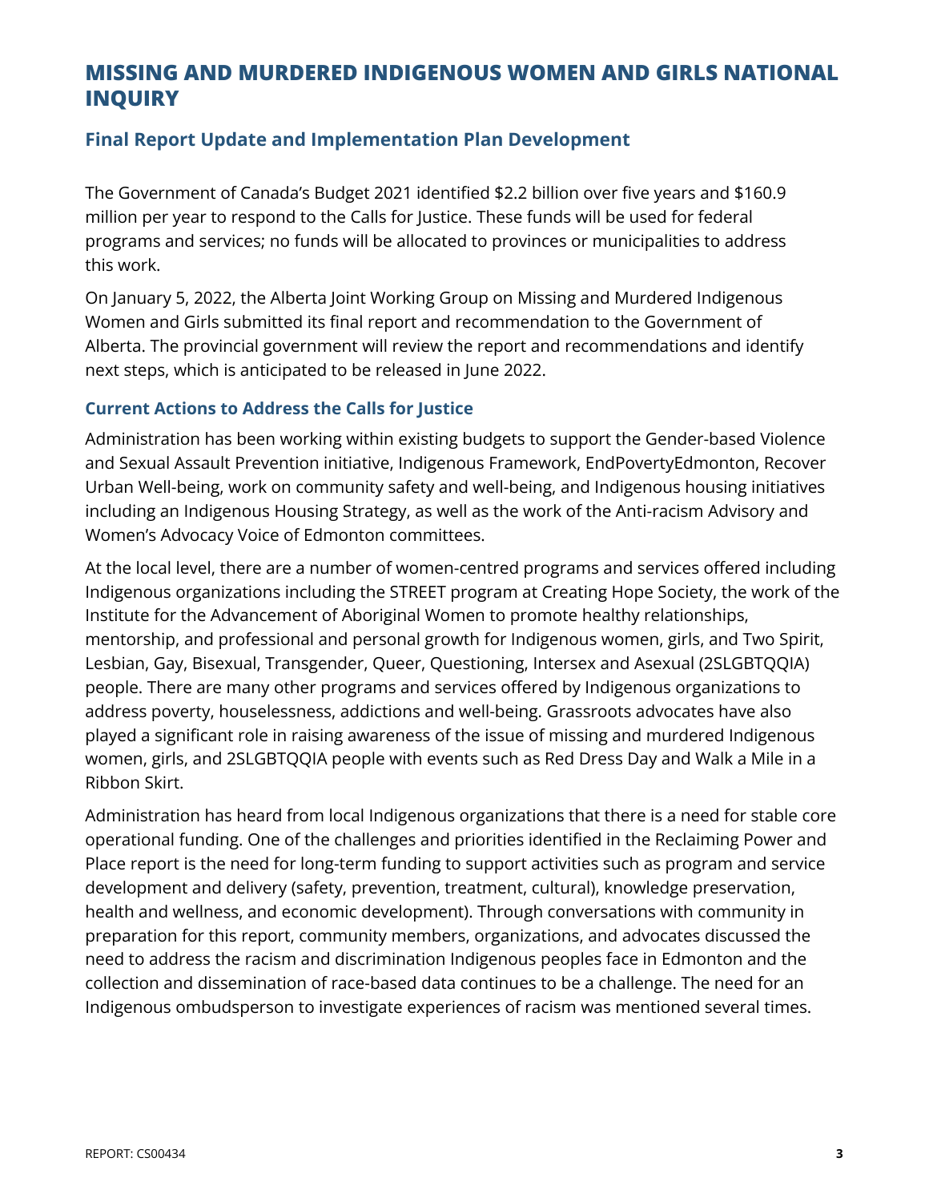## MISSING AND MURDERED INDIGENOUS WOMEN AND GIRLS NATIONAL INQUIRY

### Final Report Update and Implementation Plan Development

The Government of Canada's Budget 2021 identified $2.2 billion over five years and $160.9 million per year to respond to the Calls for Justice. These funds will be used for federal programs and services; no funds will be allocated to provinces or municipalities to address this work.

On January 5, 2022, the Alberta Joint Working Group on Missing and Murdered Indigenous Women and Girls submitted its final report and recommendation to the Government of Alberta. The provincial government will review the report and recommendations and identify next steps, which is anticipated to be released in June 2022.

#### Current Actions to Address the Calls for Justice

Administration has been working within existing budgets to support the Gender-based Violence and Sexual Assault Prevention initiative, Indigenous Framework, EndPovertyEdmonton, Recover Urban Well-being, work on community safety and well-being, and Indigenous housing initiatives including an Indigenous Housing Strategy, as well as the work of the Anti-racism Advisory and Women's Advocacy Voice of Edmonton committees.

At the local level, there are a number of women-centred programs and services offered including Indigenous organizations including the STREET program at Creating Hope Society, the work of the Institute for the Advancement of Aboriginal Women to promote healthy relationships, mentorship, and professional and personal growth for Indigenous women, girls, and Two Spirit, Lesbian, Gay, Bisexual, Transgender, Queer, Questioning, Intersex and Asexual (2SLGBTQQIA) people. There are many other programs and services offered by Indigenous organizations to address poverty, houselessness, addictions and well-being. Grassroots advocates have also played a significant role in raising awareness of the issue of missing and murdered Indigenous women, girls, and 2SLGBTQQIA people with events such as Red Dress Day and Walk a Mile in a Ribbon Skirt.

Administration has heard from local Indigenous organizations that there is a need for stable core operational funding. One of the challenges and priorities identified in the Reclaiming Power and Place report is the need for long-term funding to support activities such as program and service development and delivery (safety, prevention, treatment, cultural), knowledge preservation, health and wellness, and economic development). Through conversations with community in preparation for this report, community members, organizations, and advocates discussed the need to address the racism and discrimination Indigenous peoples face in Edmonton and the collection and dissemination of race-based data continues to be a challenge. The need for an Indigenous ombudsperson to investigate experiences of racism was mentioned several times.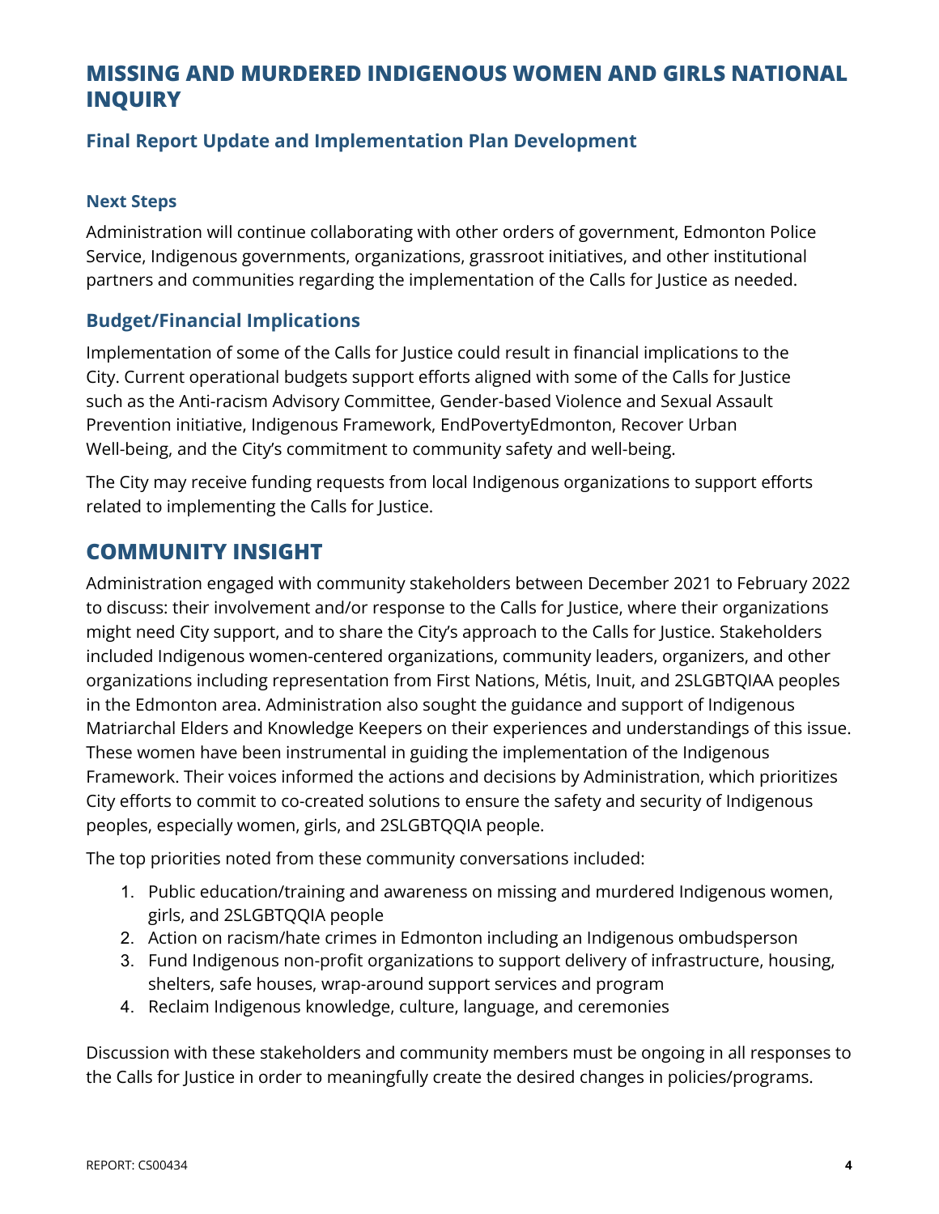## MISSING AND MURDERED INDIGENOUS WOMEN AND GIRLS NATIONAL INQUIRY

### Final Report Update and Implementation Plan Development

#### Next Steps

Administration will continue collaborating with other orders of government, Edmonton Police Service, Indigenous governments, organizations, grassroot initiatives, and other institutional partners and communities regarding the implementation of the Calls for Justice as needed.

### Budget/Financial Implications

Implementation of some of the Calls for Justice could result in financial implications to the City. Current operational budgets support efforts aligned with some of the Calls for Justice such as the Anti-racism Advisory Committee, Gender-based Violence and Sexual Assault Prevention initiative, Indigenous Framework, EndPovertyEdmonton, Recover Urban Well-being, and the City's commitment to community safety and well-being.

The City may receive funding requests from local Indigenous organizations to support efforts related to implementing the Calls for Justice.

## COMMUNITY INSIGHT

Administration engaged with community stakeholders between December 2021 to February 2022 to discuss: their involvement and/or response to the Calls for Justice, where their organizations might need City support, and to share the City's approach to the Calls for Justice. Stakeholders included Indigenous women-centered organizations, community leaders, organizers, and other organizations including representation from First Nations, Métis, Inuit, and 2SLGBTQIAA peoples in the Edmonton area. Administration also sought the guidance and support of Indigenous Matriarchal Elders and Knowledge Keepers on their experiences and understandings of this issue. These women have been instrumental in guiding the implementation of the Indigenous Framework. Their voices informed the actions and decisions by Administration, which prioritizes City efforts to commit to co-created solutions to ensure the safety and security of Indigenous peoples, especially women, girls, and 2SLGBTQQIA people.

The top priorities noted from these community conversations included:

1. Public education/training and awareness on missing and murdered Indigenous women, girls, and 2SLGBTQQIA people
2. Action on racism/hate crimes in Edmonton including an Indigenous ombudsperson
3. Fund Indigenous non-profit organizations to support delivery of infrastructure, housing, shelters, safe houses, wrap-around support services and program
4. Reclaim Indigenous knowledge, culture, language, and ceremonies

Discussion with these stakeholders and community members must be ongoing in all responses to the Calls for Justice in order to meaningfully create the desired changes in policies/programs.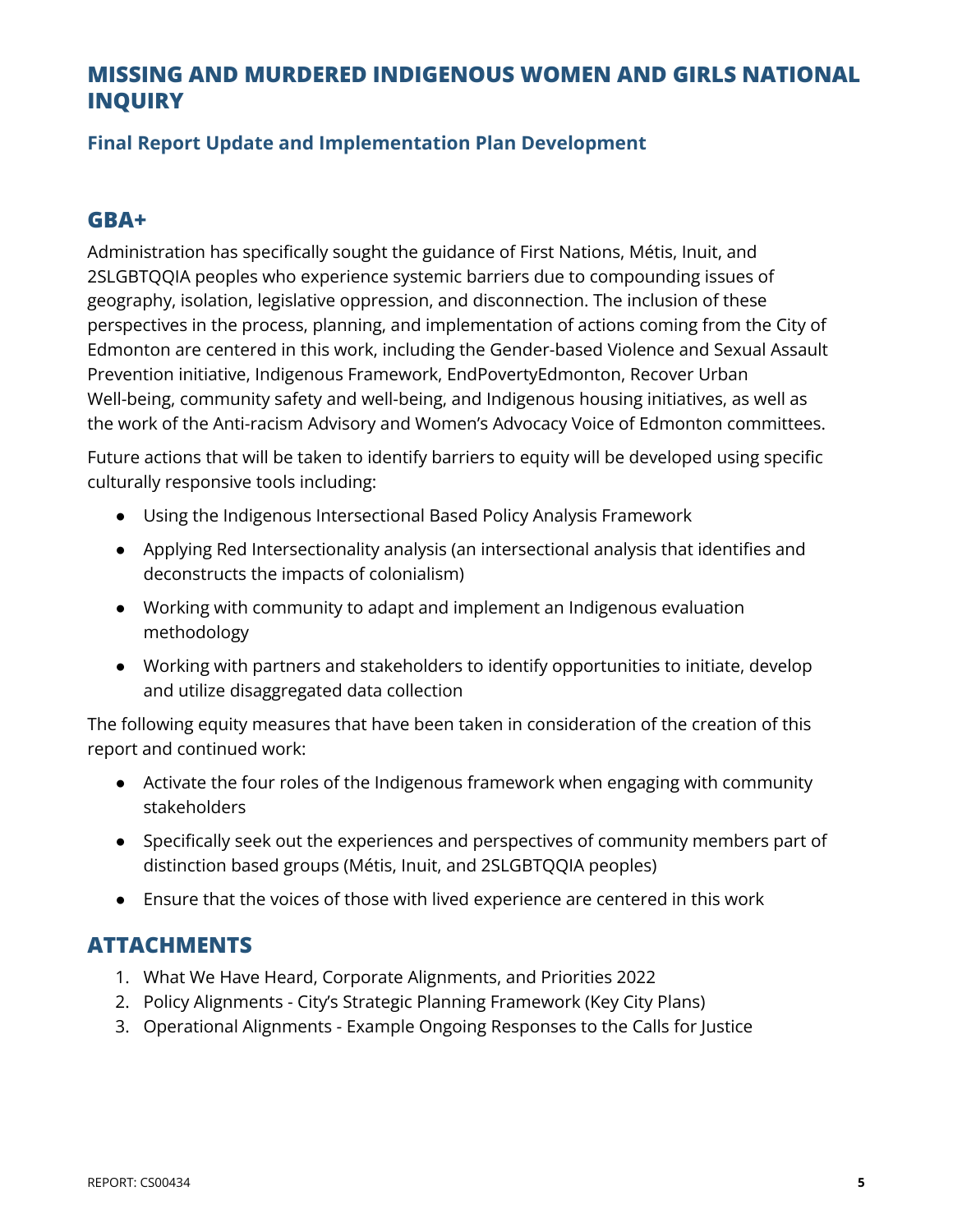# MISSING AND MURDERED INDIGENOUS WOMEN AND GIRLS NATIONAL INQUIRY

### Final Report Update and Implementation Plan Development

## GBA+

Administration has specifically sought the guidance of First Nations, Métis, Inuit, and 2SLGBTQQIA peoples who experience systemic barriers due to compounding issues of geography, isolation, legislative oppression, and disconnection. The inclusion of these perspectives in the process, planning, and implementation of actions coming from the City of Edmonton are centered in this work, including the Gender-based Violence and Sexual Assault Prevention initiative, Indigenous Framework, EndPovertyEdmonton, Recover Urban Well-being, community safety and well-being, and Indigenous housing initiatives, as well as the work of the Anti-racism Advisory and Women's Advocacy Voice of Edmonton committees.

Future actions that will be taken to identify barriers to equity will be developed using specific culturally responsive tools including:

- Using the Indigenous Intersectional Based Policy Analysis Framework
- Applying Red Intersectionality analysis (an intersectional analysis that identifies and deconstructs the impacts of colonialism)
- Working with community to adapt and implement an Indigenous evaluation methodology
- Working with partners and stakeholders to identify opportunities to initiate, develop and utilize disaggregated data collection

The following equity measures that have been taken in consideration of the creation of this report and continued work:

- Activate the four roles of the Indigenous framework when engaging with community stakeholders
- Specifically seek out the experiences and perspectives of community members part of distinction based groups (Métis, Inuit, and 2SLGBTQQIA peoples)
- Ensure that the voices of those with lived experience are centered in this work

## ATTACHMENTS

1. What We Have Heard, Corporate Alignments, and Priorities 2022
2. Policy Alignments - City's Strategic Planning Framework (Key City Plans)
3. Operational Alignments - Example Ongoing Responses to the Calls for Justice